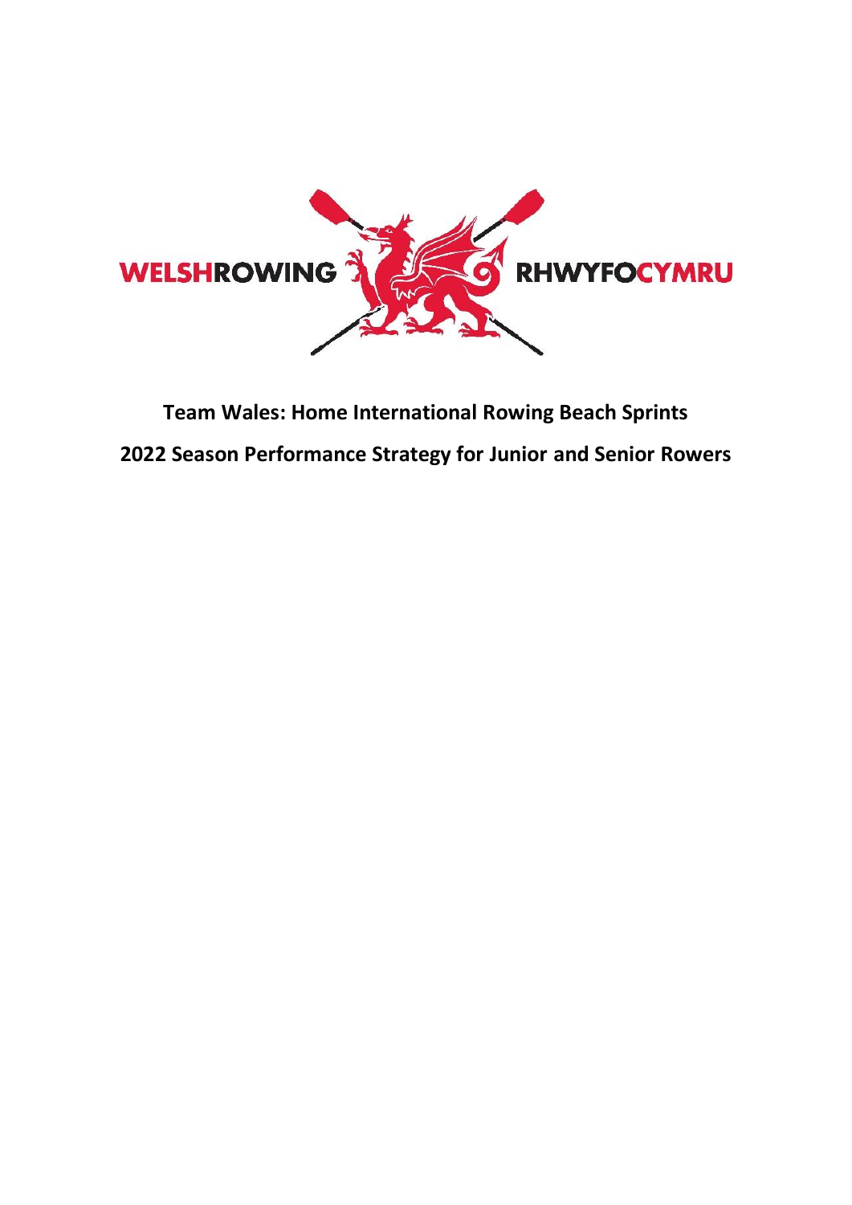WELSHROWING RHWYFOCYMRU

# Team Wales: Home International Rowing Beach Sprints

## 2022 Season Performance Strategy for Junior and Senior Rowers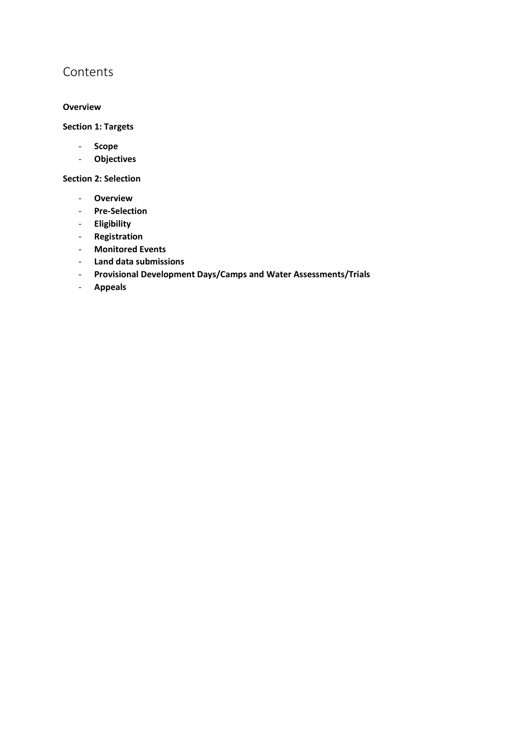# Contents

**Overview**

**Section 1: Targets**

- **Scope**
- **Objectives**

**Section 2: Selection**

- **Overview**
- **Pre-Selection**
- **Eligibility**
- **Registration**
- **Monitored Events**
- **Land data submissions**
- **Provisional Development Days/Camps and Water Assessments/Trials**
- **Appeals**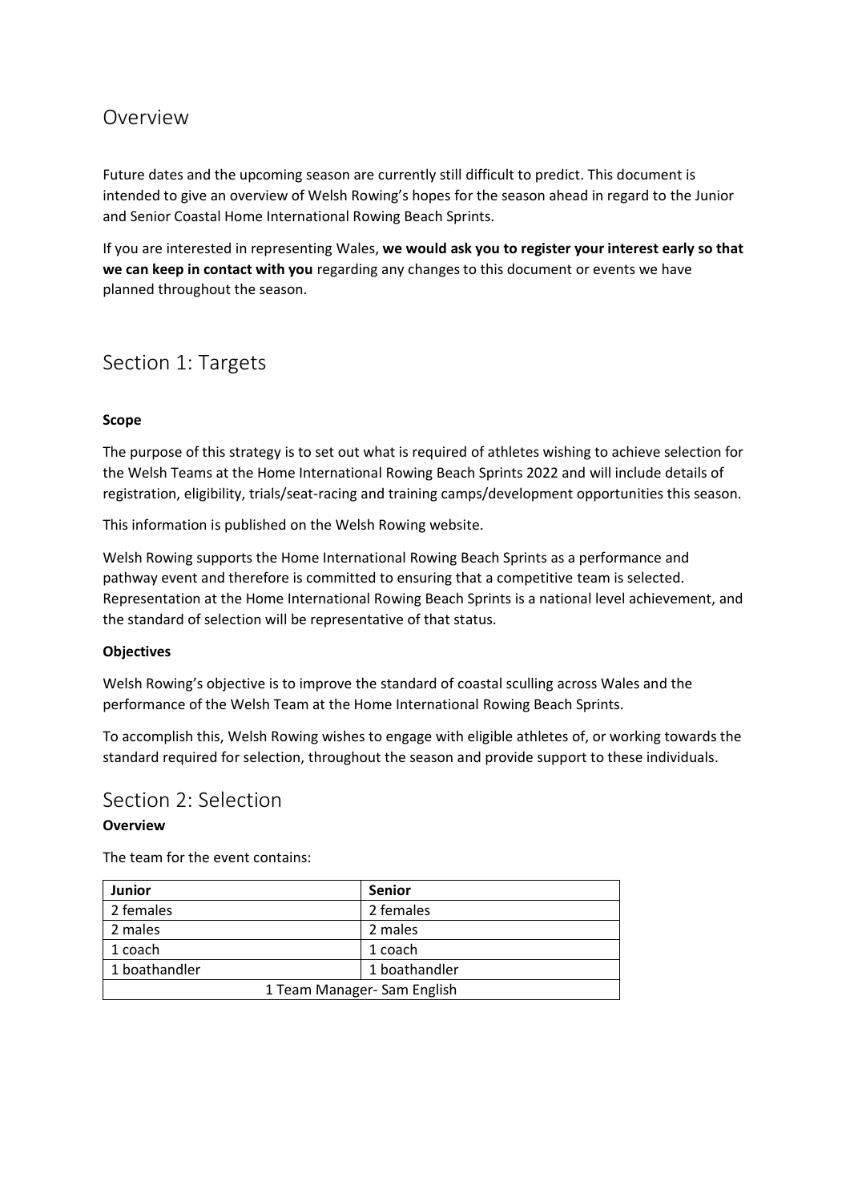## Overview

Future dates and the upcoming season are currently still difficult to predict. This document is intended to give an overview of Welsh Rowing's hopes for the season ahead in regard to the Junior and Senior Coastal Home International Rowing Beach Sprints.

If you are interested in representing Wales, **we would ask you to register your interest early so that we can keep in contact with you** regarding any changes to this document or events we have planned throughout the season.

## Section 1: Targets

**Scope**

The purpose of this strategy is to set out what is required of athletes wishing to achieve selection for the Welsh Teams at the Home International Rowing Beach Sprints 2022 and will include details of registration, eligibility, trials/seat-racing and training camps/development opportunities this season.

This information is published on the Welsh Rowing website.

Welsh Rowing supports the Home International Rowing Beach Sprints as a performance and pathway event and therefore is committed to ensuring that a competitive team is selected. Representation at the Home International Rowing Beach Sprints is a national level achievement, and the standard of selection will be representative of that status.

**Objectives**

Welsh Rowing's objective is to improve the standard of coastal sculling across Wales and the performance of the Welsh Team at the Home International Rowing Beach Sprints.

To accomplish this, Welsh Rowing wishes to engage with eligible athletes of, or working towards the standard required for selection, throughout the season and provide support to these individuals.

## Section 2: Selection

**Overview**

The team for the event contains:

| Junior | Senior |
|---|---|
| 2 females | 2 females |
| 2 males | 2 males |
| 1 coach | 1 coach |
| 1 boathandler | 1 boathandler |
| 1 Team Manager- Sam English | |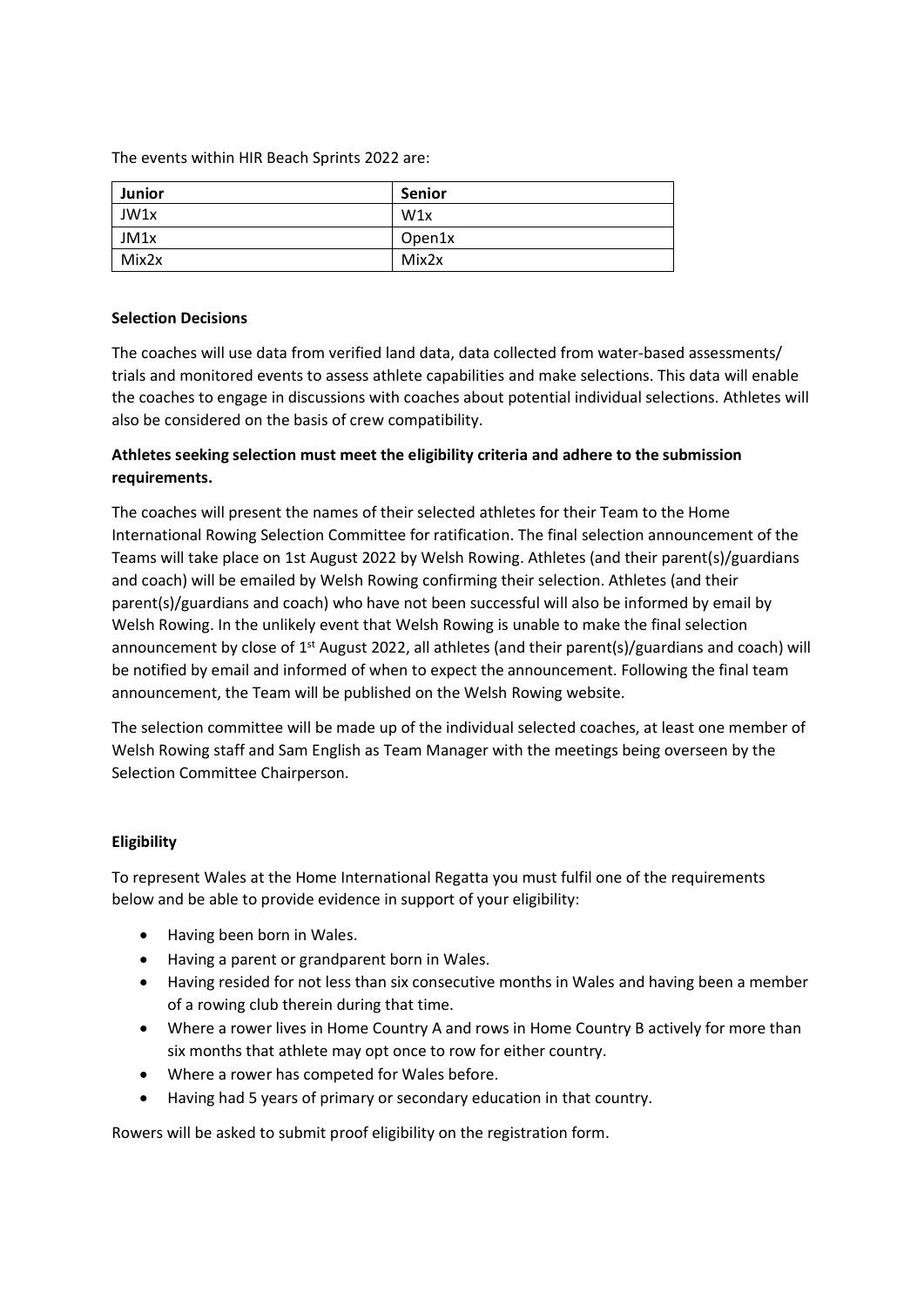The events within HIR Beach Sprints 2022 are:

| Junior | Senior |
| --- | --- |
| JW1x | W1x |
| JM1x | Open1x |
| Mix2x | Mix2x |

**Selection Decisions**

The coaches will use data from verified land data, data collected from water-based assessments/ trials and monitored events to assess athlete capabilities and make selections. This data will enable the coaches to engage in discussions with coaches about potential individual selections. Athletes will also be considered on the basis of crew compatibility.

**Athletes seeking selection must meet the eligibility criteria and adhere to the submission requirements.**

The coaches will present the names of their selected athletes for their Team to the Home International Rowing Selection Committee for ratification. The final selection announcement of the Teams will take place on 1st August 2022 by Welsh Rowing. Athletes (and their parent(s)/guardians and coach) will be emailed by Welsh Rowing confirming their selection. Athletes (and their parent(s)/guardians and coach) who have not been successful will also be informed by email by Welsh Rowing. In the unlikely event that Welsh Rowing is unable to make the final selection announcement by close of 1st August 2022, all athletes (and their parent(s)/guardians and coach) will be notified by email and informed of when to expect the announcement. Following the final team announcement, the Team will be published on the Welsh Rowing website.

The selection committee will be made up of the individual selected coaches, at least one member of Welsh Rowing staff and Sam English as Team Manager with the meetings being overseen by the Selection Committee Chairperson.

**Eligibility**

To represent Wales at the Home International Regatta you must fulfil one of the requirements below and be able to provide evidence in support of your eligibility:

- Having been born in Wales.
- Having a parent or grandparent born in Wales.
- Having resided for not less than six consecutive months in Wales and having been a member of a rowing club therein during that time.
- Where a rower lives in Home Country A and rows in Home Country B actively for more than six months that athlete may opt once to row for either country.
- Where a rower has competed for Wales before.
- Having had 5 years of primary or secondary education in that country.

Rowers will be asked to submit proof eligibility on the registration form.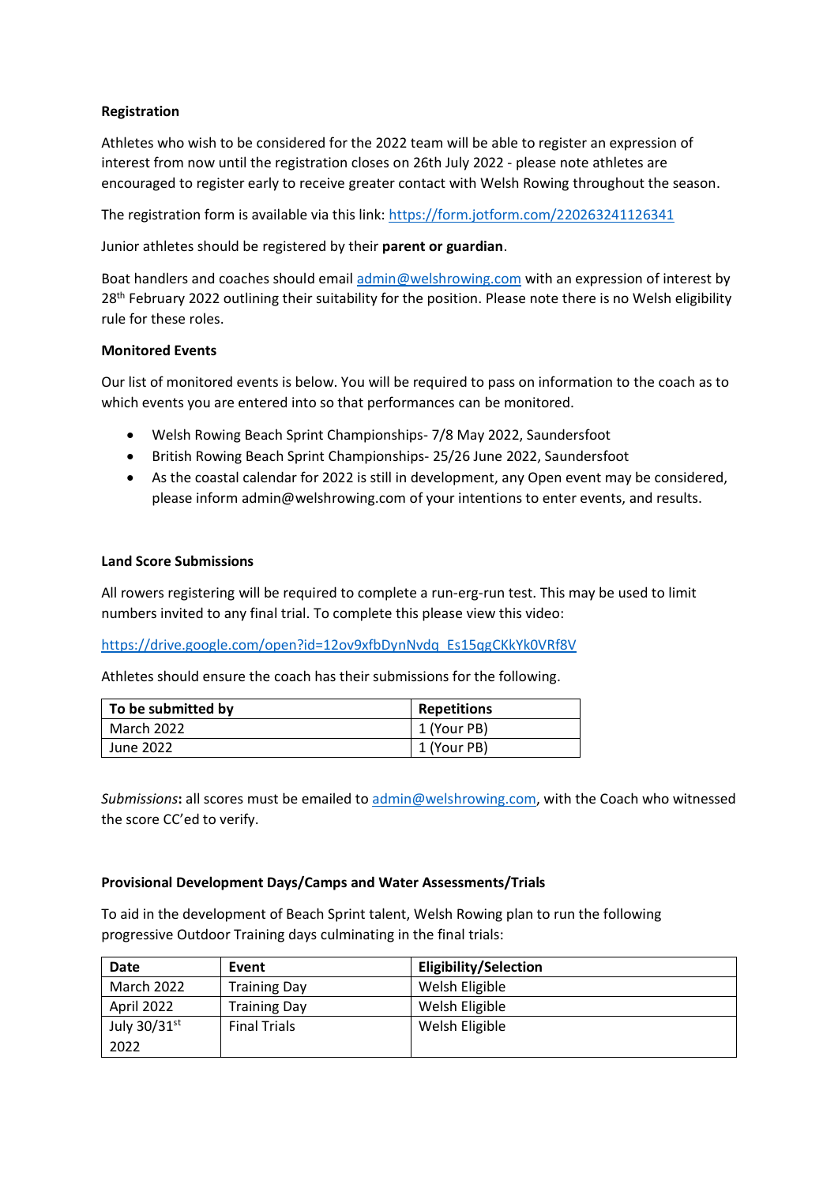**Registration**

Athletes who wish to be considered for the 2022 team will be able to register an expression of interest from now until the registration closes on 26th July 2022 - please note athletes are encouraged to register early to receive greater contact with Welsh Rowing throughout the season.

The registration form is available via this link: https://form.jotform.com/220263241126341

Junior athletes should be registered by their **parent or guardian**.

Boat handlers and coaches should email admin@welshrowing.com with an expression of interest by 28th February 2022 outlining their suitability for the position. Please note there is no Welsh eligibility rule for these roles.

**Monitored Events**

Our list of monitored events is below. You will be required to pass on information to the coach as to which events you are entered into so that performances can be monitored.

- Welsh Rowing Beach Sprint Championships- 7/8 May 2022, Saundersfoot
- British Rowing Beach Sprint Championships- 25/26 June 2022, Saundersfoot
- As the coastal calendar for 2022 is still in development, any Open event may be considered, please inform admin@welshrowing.com of your intentions to enter events, and results.

**Land Score Submissions**

All rowers registering will be required to complete a run-erg-run test. This may be used to limit numbers invited to any final trial. To complete this please view this video:

https://drive.google.com/open?id=12ov9xfbDynNvdq_Es15qgCKkYk0VRf8V

Athletes should ensure the coach has their submissions for the following.

| To be submitted by | Repetitions |
|---|---|
| March 2022 | 1 (Your PB) |
| June 2022 | 1 (Your PB) |

*Submissions***:** all scores must be emailed to admin@welshrowing.com, with the Coach who witnessed the score CC'ed to verify.

**Provisional Development Days/Camps and Water Assessments/Trials**

To aid in the development of Beach Sprint talent, Welsh Rowing plan to run the following progressive Outdoor Training days culminating in the final trials:

| Date | Event | Eligibility/Selection |
|---|---|---|
| March 2022 | Training Day | Welsh Eligible |
| April 2022 | Training Day | Welsh Eligible |
| July 30/31st 2022 | Final Trials | Welsh Eligible |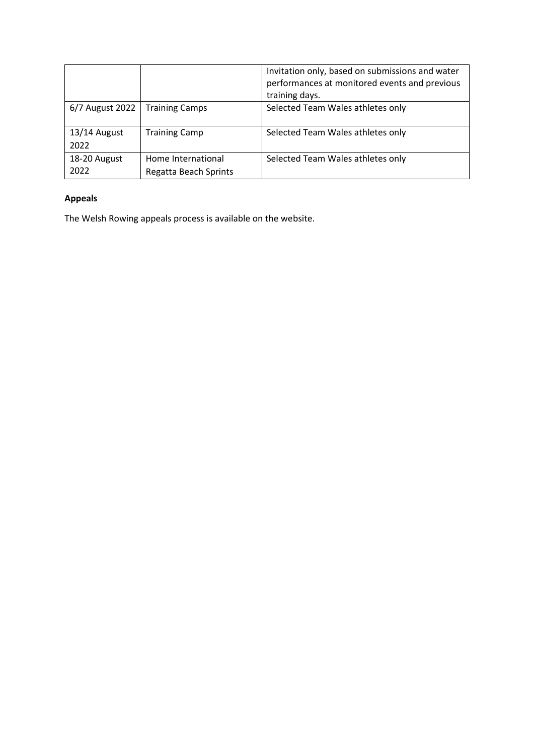| | | |
|---|---|---|
| | | Invitation only, based on submissions and water performances at monitored events and previous training days. |
| 6/7 August 2022 | Training Camps | Selected Team Wales athletes only |
| 13/14 August 2022 | Training Camp | Selected Team Wales athletes only |
| 18-20 August 2022 | Home International Regatta Beach Sprints | Selected Team Wales athletes only |

**Appeals**

The Welsh Rowing appeals process is available on the website.